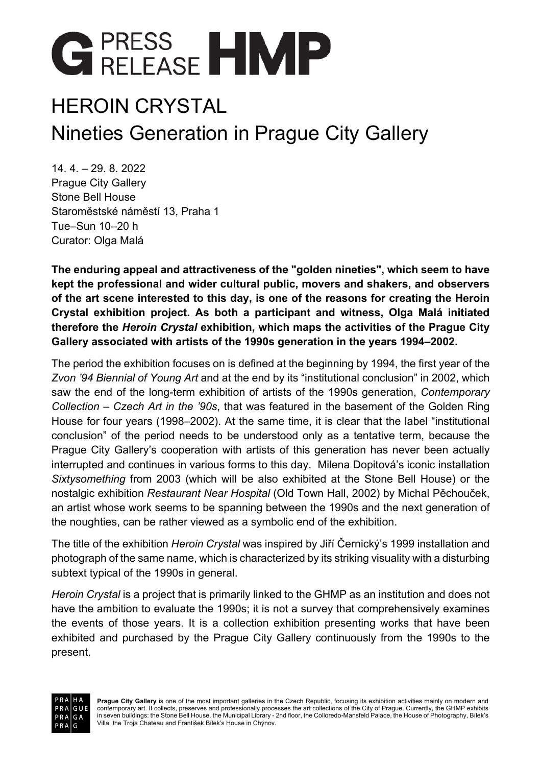# HEROIN CRYSTAL
## Nineties Generation in Prague City Gallery

14. 4. – 29. 8. 2022
Prague City Gallery
Stone Bell House
Staroměstské náměstí 13, Praha 1
Tue–Sun 10–20 h
Curator: Olga Malá

**The enduring appeal and attractiveness of the "golden nineties", which seem to have kept the professional and wider cultural public, movers and shakers, and observers of the art scene interested to this day, is one of the reasons for creating the Heroin Crystal exhibition project. As both a participant and witness, Olga Malá initiated therefore the *Heroin Crystal* exhibition, which maps the activities of the Prague City Gallery associated with artists of the 1990s generation in the years 1994–2002.**

The period the exhibition focuses on is defined at the beginning by 1994, the first year of the *Zvon '94 Biennial of Young Art* and at the end by its "institutional conclusion" in 2002, which saw the end of the long-term exhibition of artists of the 1990s generation, *Contemporary Collection – Czech Art in the '90s*, that was featured in the basement of the Golden Ring House for four years (1998–2002). At the same time, it is clear that the label "institutional conclusion" of the period needs to be understood only as a tentative term, because the Prague City Gallery's cooperation with artists of this generation has never been actually interrupted and continues in various forms to this day. Milena Dopitová's iconic installation *Sixtysomething* from 2003 (which will be also exhibited at the Stone Bell House) or the nostalgic exhibition *Restaurant Near Hospital* (Old Town Hall, 2002) by Michal Pěchouček, an artist whose work seems to be spanning between the 1990s and the next generation of the noughties, can be rather viewed as a symbolic end of the exhibition.

The title of the exhibition *Heroin Crystal* was inspired by Jiří Černický's 1999 installation and photograph of the same name, which is characterized by its striking visuality with a disturbing subtext typical of the 1990s in general.

*Heroin Crystal* is a project that is primarily linked to the GHMP as an institution and does not have the ambition to evaluate the 1990s; it is not a survey that comprehensively examines the events of those years. It is a collection exhibition presenting works that have been exhibited and purchased by the Prague City Gallery continuously from the 1990s to the present.

**Prague City Gallery** is one of the most important galleries in the Czech Republic, focusing its exhibition activities mainly on modern and contemporary art. It collects, preserves and professionally processes the art collections of the City of Prague. Currently, the GHMP exhibits in seven buildings: the Stone Bell House, the Municipal Library - 2nd floor, the Colloredo-Mansfeld Palace, the House of Photography, Bílek's Villa, the Troja Chateau and František Bílek's House in Chýnov.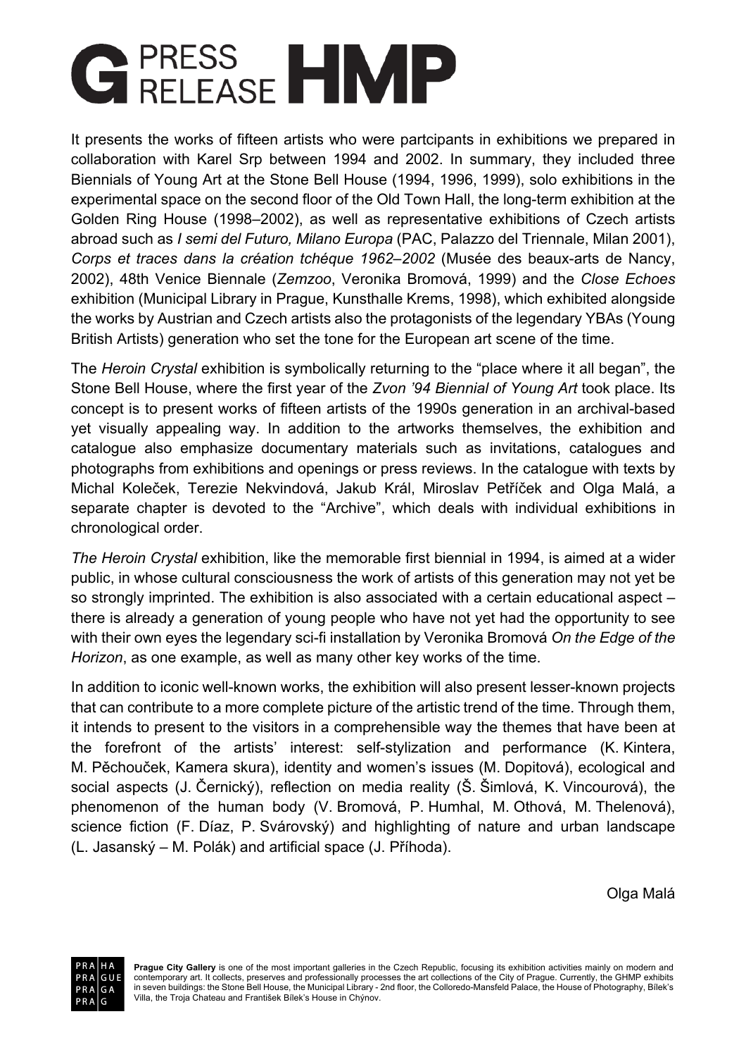It presents the works of fifteen artists who were partcipants in exhibitions we prepared in collaboration with Karel Srp between 1994 and 2002. In summary, they included three Biennials of Young Art at the Stone Bell House (1994, 1996, 1999), solo exhibitions in the experimental space on the second floor of the Old Town Hall, the long-term exhibition at the Golden Ring House (1998–2002), as well as representative exhibitions of Czech artists abroad such as *I semi del Futuro, Milano Europa* (PAC, Palazzo del Triennale, Milan 2001), *Corps et traces dans la création tchéque 1962–2002* (Musée des beaux-arts de Nancy, 2002), 48th Venice Biennale (*Zemzoo*, Veronika Bromová, 1999) and the *Close Echoes* exhibition (Municipal Library in Prague, Kunsthalle Krems, 1998), which exhibited alongside the works by Austrian and Czech artists also the protagonists of the legendary YBAs (Young British Artists) generation who set the tone for the European art scene of the time.

The *Heroin Crystal* exhibition is symbolically returning to the "place where it all began", the Stone Bell House, where the first year of the *Zvon '94 Biennial of Young Art* took place. Its concept is to present works of fifteen artists of the 1990s generation in an archival-based yet visually appealing way. In addition to the artworks themselves, the exhibition and catalogue also emphasize documentary materials such as invitations, catalogues and photographs from exhibitions and openings or press reviews. In the catalogue with texts by Michal Koleček, Terezie Nekvindová, Jakub Král, Miroslav Petříček and Olga Malá, a separate chapter is devoted to the "Archive", which deals with individual exhibitions in chronological order.

*The Heroin Crystal* exhibition, like the memorable first biennial in 1994, is aimed at a wider public, in whose cultural consciousness the work of artists of this generation may not yet be so strongly imprinted. The exhibition is also associated with a certain educational aspect – there is already a generation of young people who have not yet had the opportunity to see with their own eyes the legendary sci-fi installation by Veronika Bromová *On the Edge of the Horizon*, as one example, as well as many other key works of the time.

In addition to iconic well-known works, the exhibition will also present lesser-known projects that can contribute to a more complete picture of the artistic trend of the time. Through them, it intends to present to the visitors in a comprehensible way the themes that have been at the forefront of the artists' interest: self-stylization and performance (K. Kintera, M. Pěchouček, Kamera skura), identity and women's issues (M. Dopitová), ecological and social aspects (J. Černický), reflection on media reality (Š. Šimlová, K. Vincourová), the phenomenon of the human body (V. Bromová, P. Humhal, M. Othová, M. Thelenová), science fiction (F. Díaz, P. Svárovský) and highlighting of nature and urban landscape (L. Jasanský – M. Polák) and artificial space (J. Příhoda).

Olga Malá

**Prague City Gallery** is one of the most important galleries in the Czech Republic, focusing its exhibition activities mainly on modern and contemporary art. It collects, preserves and professionally processes the art collections of the City of Prague. Currently, the GHMP exhibits in seven buildings: the Stone Bell House, the Municipal Library - 2nd floor, the Colloredo-Mansfeld Palace, the House of Photography, Bílek's Villa, the Troja Chateau and František Bílek's House in Chýnov.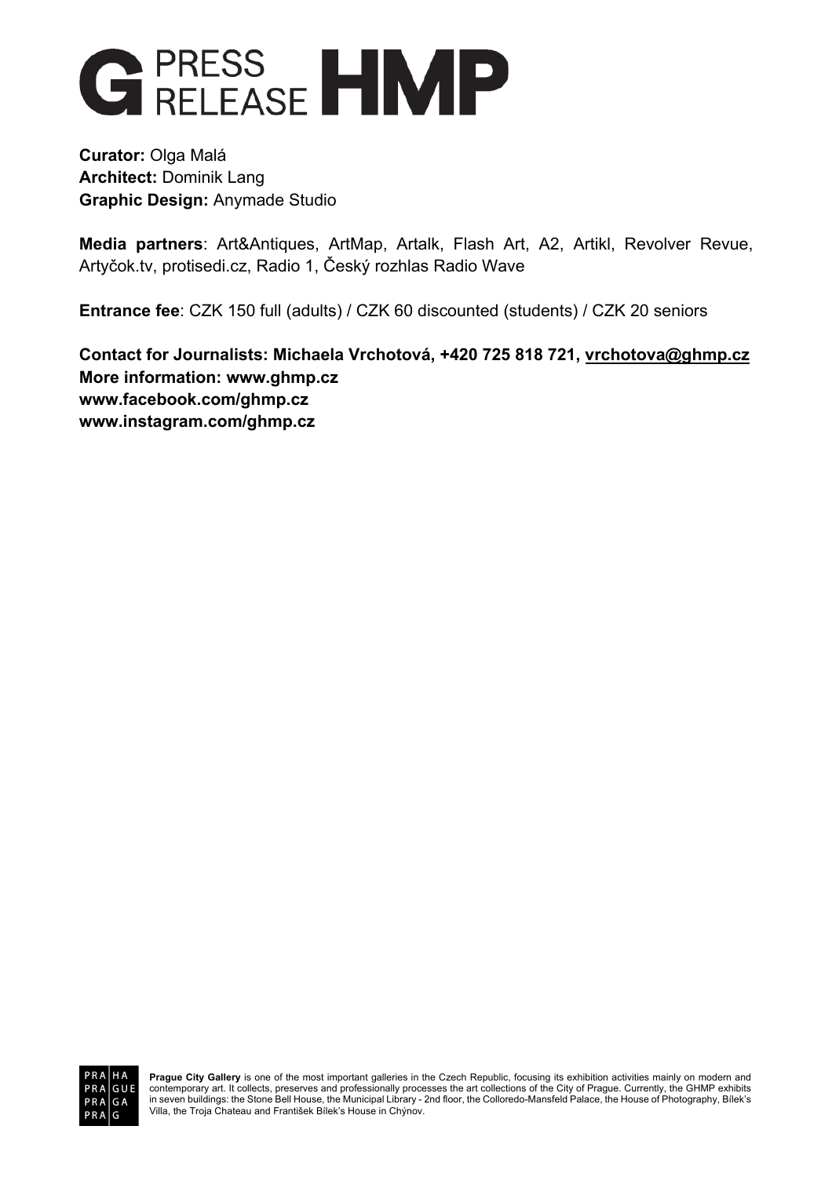**Curator:** Olga Malá
**Architect:** Dominik Lang
**Graphic Design:** Anymade Studio

**Media partners**: Art&Antiques, ArtMap, Artalk, Flash Art, A2, Artikl, Revolver Revue, Artyčok.tv, protisedi.cz, Radio 1, Český rozhlas Radio Wave

**Entrance fee**: CZK 150 full (adults) / CZK 60 discounted (students) / CZK 20 seniors

**Contact for Journalists: Michaela Vrchotová, +420 725 818 721, vrchotova@ghmp.cz**
**More information: www.ghmp.cz**
**www.facebook.com/ghmp.cz**
**www.instagram.com/ghmp.cz**

**Prague City Gallery** is one of the most important galleries in the Czech Republic, focusing its exhibition activities mainly on modern and contemporary art. It collects, preserves and professionally processes the art collections of the City of Prague. Currently, the GHMP exhibits in seven buildings: the Stone Bell House, the Municipal Library - 2nd floor, the Colloredo-Mansfeld Palace, the House of Photography, Bílek's Villa, the Troja Chateau and František Bílek's House in Chýnov.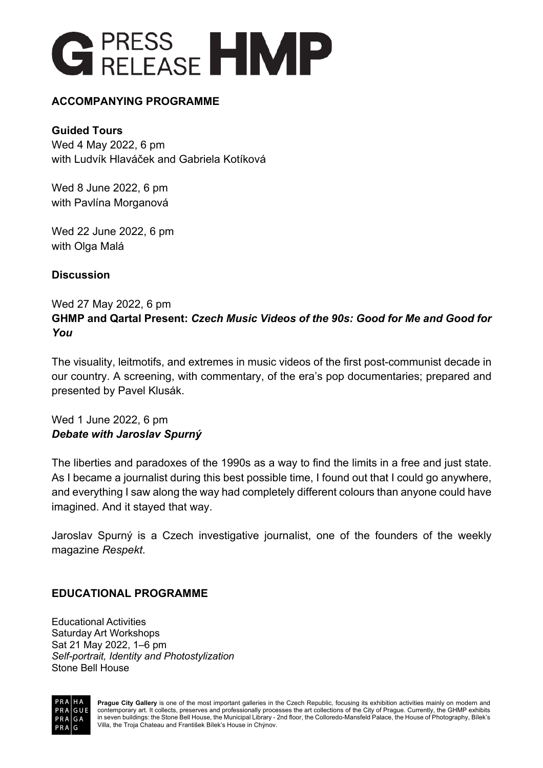## ACCOMPANYING PROGRAMME

**Guided Tours**
Wed 4 May 2022, 6 pm
with Ludvík Hlaváček and Gabriela Kotíková

Wed 8 June 2022, 6 pm
with Pavlína Morganová

Wed 22 June 2022, 6 pm
with Olga Malá

**Discussion**

Wed 27 May 2022, 6 pm
**GHMP and Qartal Present: *Czech Music Videos of the 90s: Good for Me and Good for You***

The visuality, leitmotifs, and extremes in music videos of the first post-communist decade in our country. A screening, with commentary, of the era's pop documentaries; prepared and presented by Pavel Klusák.

Wed 1 June 2022, 6 pm
***Debate with Jaroslav Spurný***

The liberties and paradoxes of the 1990s as a way to find the limits in a free and just state. As I became a journalist during this best possible time, I found out that I could go anywhere, and everything I saw along the way had completely different colours than anyone could have imagined. And it stayed that way.

Jaroslav Spurný is a Czech investigative journalist, one of the founders of the weekly magazine *Respekt*.

## EDUCATIONAL PROGRAMME

Educational Activities
Saturday Art Workshops
Sat 21 May 2022, 1–6 pm
*Self-portrait, Identity and Photostylization*
Stone Bell House

**Prague City Gallery** is one of the most important galleries in the Czech Republic, focusing its exhibition activities mainly on modern and contemporary art. It collects, preserves and professionally processes the art collections of the City of Prague. Currently, the GHMP exhibits in seven buildings: the Stone Bell House, the Municipal Library - 2nd floor, the Colloredo-Mansfeld Palace, the House of Photography, Bílek's Villa, the Troja Chateau and František Bílek's House in Chýnov.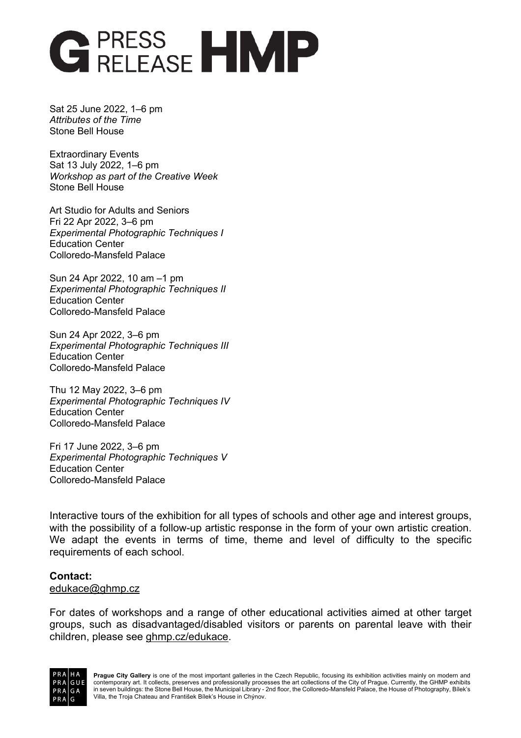Sat 25 June 2022, 1–6 pm
*Attributes of the Time*
Stone Bell House

Extraordinary Events
Sat 13 July 2022, 1–6 pm
*Workshop as part of the Creative Week*
Stone Bell House

Art Studio for Adults and Seniors
Fri 22 Apr 2022, 3–6 pm
*Experimental Photographic Techniques I*
Education Center
Colloredo-Mansfeld Palace

Sun 24 Apr 2022, 10 am –1 pm
*Experimental Photographic Techniques II*
Education Center
Colloredo-Mansfeld Palace

Sun 24 Apr 2022, 3–6 pm
*Experimental Photographic Techniques III*
Education Center
Colloredo-Mansfeld Palace

Thu 12 May 2022, 3–6 pm
*Experimental Photographic Techniques IV*
Education Center
Colloredo-Mansfeld Palace

Fri 17 June 2022, 3–6 pm
*Experimental Photographic Techniques V*
Education Center
Colloredo-Mansfeld Palace

Interactive tours of the exhibition for all types of schools and other age and interest groups, with the possibility of a follow-up artistic response in the form of your own artistic creation. We adapt the events in terms of time, theme and level of difficulty to the specific requirements of each school.

**Contact:**
edukace@ghmp.cz

For dates of workshops and a range of other educational activities aimed at other target groups, such as disadvantaged/disabled visitors or parents on parental leave with their children, please see ghmp.cz/edukace.

**Prague City Gallery** is one of the most important galleries in the Czech Republic, focusing its exhibition activities mainly on modern and contemporary art. It collects, preserves and professionally processes the art collections of the City of Prague. Currently, the GHMP exhibits in seven buildings: the Stone Bell House, the Municipal Library - 2nd floor, the Colloredo-Mansfeld Palace, the House of Photography, Bílek's Villa, the Troja Chateau and František Bílek's House in Chýnov.